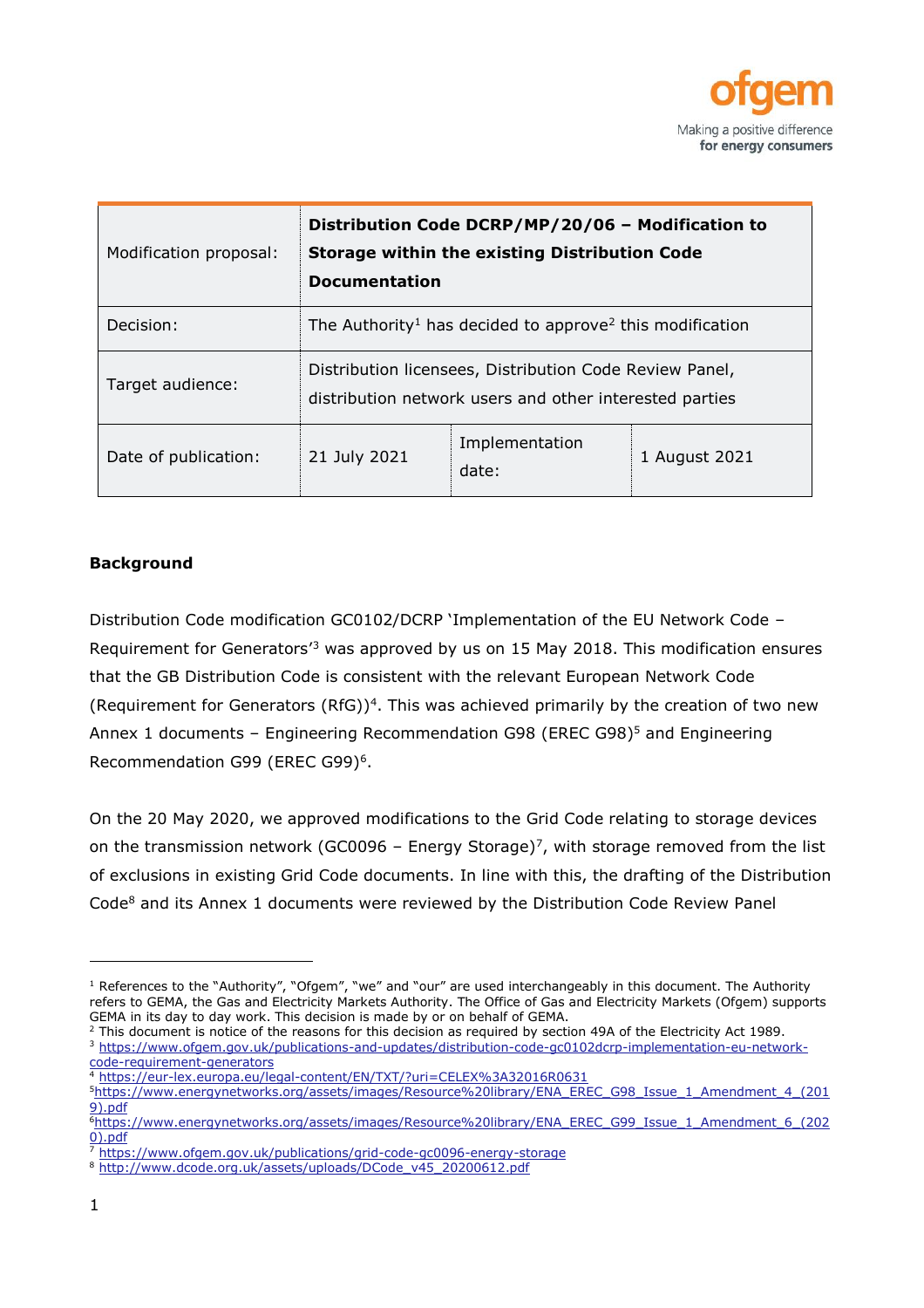| Modification proposal: | **Distribution Code DCRP/MP/20/06 – Modification to Storage within the existing Distribution Code Documentation** | | |
|---|---|---|---|
| Decision: | The Authority[1] has decided to approve[2] this modification | | |
| Target audience: | Distribution licensees, Distribution Code Review Panel, distribution network users and other interested parties | | |
| Date of publication: | 21 July 2021 | Implementation date: | 1 August 2021 |

**Background**

Distribution Code modification GC0102/DCRP 'Implementation of the EU Network Code – Requirement for Generators'[3] was approved by us on 15 May 2018. This modification ensures that the GB Distribution Code is consistent with the relevant European Network Code (Requirement for Generators (RfG))[4]. This was achieved primarily by the creation of two new Annex 1 documents – Engineering Recommendation G98 (EREC G98)[5] and Engineering Recommendation G99 (EREC G99)[6].

On the 20 May 2020, we approved modifications to the Grid Code relating to storage devices on the transmission network (GC0096 – Energy Storage)[7], with storage removed from the list of exclusions in existing Grid Code documents. In line with this, the drafting of the Distribution Code[8] and its Annex 1 documents were reviewed by the Distribution Code Review Panel

---

[1] References to the "Authority", "Ofgem", "we" and "our" are used interchangeably in this document. The Authority refers to GEMA, the Gas and Electricity Markets Authority. The Office of Gas and Electricity Markets (Ofgem) supports GEMA in its day to day work. This decision is made by or on behalf of GEMA.

[2] This document is notice of the reasons for this decision as required by section 49A of the Electricity Act 1989.

[3] https://www.ofgem.gov.uk/publications-and-updates/distribution-code-gc0102dcrp-implementation-eu-network-code-requirement-generators

[4] https://eur-lex.europa.eu/legal-content/EN/TXT/?uri=CELEX%3A32016R0631

[5] https://www.energynetworks.org/assets/images/Resource%20library/ENA_EREC_G98_Issue_1_Amendment_4_(2019).pdf

[6] https://www.energynetworks.org/assets/images/Resource%20library/ENA_EREC_G99_Issue_1_Amendment_6_(2020).pdf

[7] https://www.ofgem.gov.uk/publications/grid-code-gc0096-energy-storage

[8] http://www.dcode.org.uk/assets/uploads/DCode_v45_20200612.pdf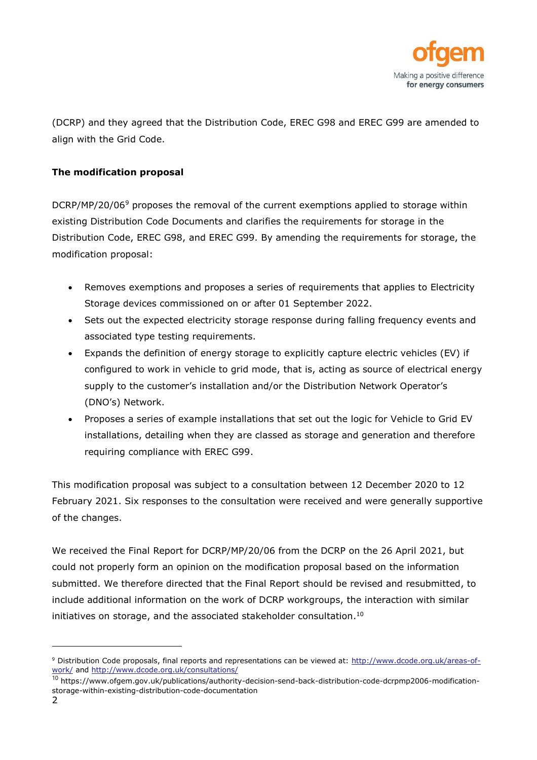(DCRP) and they agreed that the Distribution Code, EREC G98 and EREC G99 are amended to align with the Grid Code.

**The modification proposal**

DCRP/MP/20/06[9] proposes the removal of the current exemptions applied to storage within existing Distribution Code Documents and clarifies the requirements for storage in the Distribution Code, EREC G98, and EREC G99. By amending the requirements for storage, the modification proposal:

- Removes exemptions and proposes a series of requirements that applies to Electricity Storage devices commissioned on or after 01 September 2022.
- Sets out the expected electricity storage response during falling frequency events and associated type testing requirements.
- Expands the definition of energy storage to explicitly capture electric vehicles (EV) if configured to work in vehicle to grid mode, that is, acting as source of electrical energy supply to the customer's installation and/or the Distribution Network Operator's (DNO's) Network.
- Proposes a series of example installations that set out the logic for Vehicle to Grid EV installations, detailing when they are classed as storage and generation and therefore requiring compliance with EREC G99.

This modification proposal was subject to a consultation between 12 December 2020 to 12 February 2021. Six responses to the consultation were received and were generally supportive of the changes.

We received the Final Report for DCRP/MP/20/06 from the DCRP on the 26 April 2021, but could not properly form an opinion on the modification proposal based on the information submitted. We therefore directed that the Final Report should be revised and resubmitted, to include additional information on the work of DCRP workgroups, the interaction with similar initiatives on storage, and the associated stakeholder consultation.[10]

---

[9] Distribution Code proposals, final reports and representations can be viewed at: http://www.dcode.org.uk/areas-of-work/ and http://www.dcode.org.uk/consultations/

[10] https://www.ofgem.gov.uk/publications/authority-decision-send-back-distribution-code-dcrpmp2006-modification-storage-within-existing-distribution-code-documentation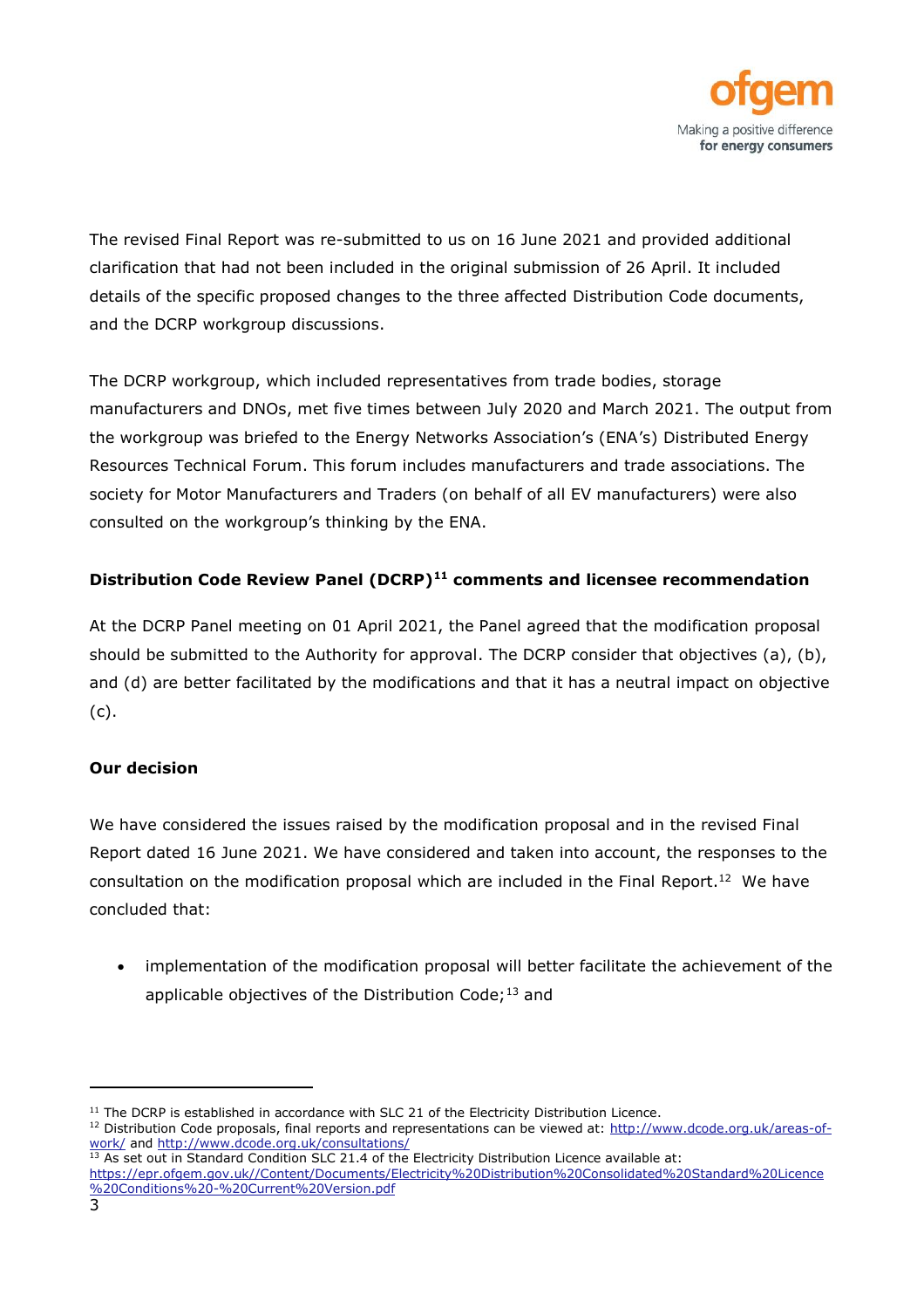The revised Final Report was re-submitted to us on 16 June 2021 and provided additional clarification that had not been included in the original submission of 26 April. It included details of the specific proposed changes to the three affected Distribution Code documents, and the DCRP workgroup discussions.

The DCRP workgroup, which included representatives from trade bodies, storage manufacturers and DNOs, met five times between July 2020 and March 2021. The output from the workgroup was briefed to the Energy Networks Association's (ENA's) Distributed Energy Resources Technical Forum. This forum includes manufacturers and trade associations. The society for Motor Manufacturers and Traders (on behalf of all EV manufacturers) were also consulted on the workgroup's thinking by the ENA.

**Distribution Code Review Panel (DCRP)[11] comments and licensee recommendation**

At the DCRP Panel meeting on 01 April 2021, the Panel agreed that the modification proposal should be submitted to the Authority for approval. The DCRP consider that objectives (a), (b), and (d) are better facilitated by the modifications and that it has a neutral impact on objective (c).

**Our decision**

We have considered the issues raised by the modification proposal and in the revised Final Report dated 16 June 2021. We have considered and taken into account, the responses to the consultation on the modification proposal which are included in the Final Report.[12] We have concluded that:

- implementation of the modification proposal will better facilitate the achievement of the applicable objectives of the Distribution Code;[13] and

---

[11] The DCRP is established in accordance with SLC 21 of the Electricity Distribution Licence.

[12] Distribution Code proposals, final reports and representations can be viewed at: http://www.dcode.org.uk/areas-of-work/ and http://www.dcode.org.uk/consultations/

[13] As set out in Standard Condition SLC 21.4 of the Electricity Distribution Licence available at: https://epr.ofgem.gov.uk//Content/Documents/Electricity%20Distribution%20Consolidated%20Standard%20Licence%20Conditions%20-%20Current%20Version.pdf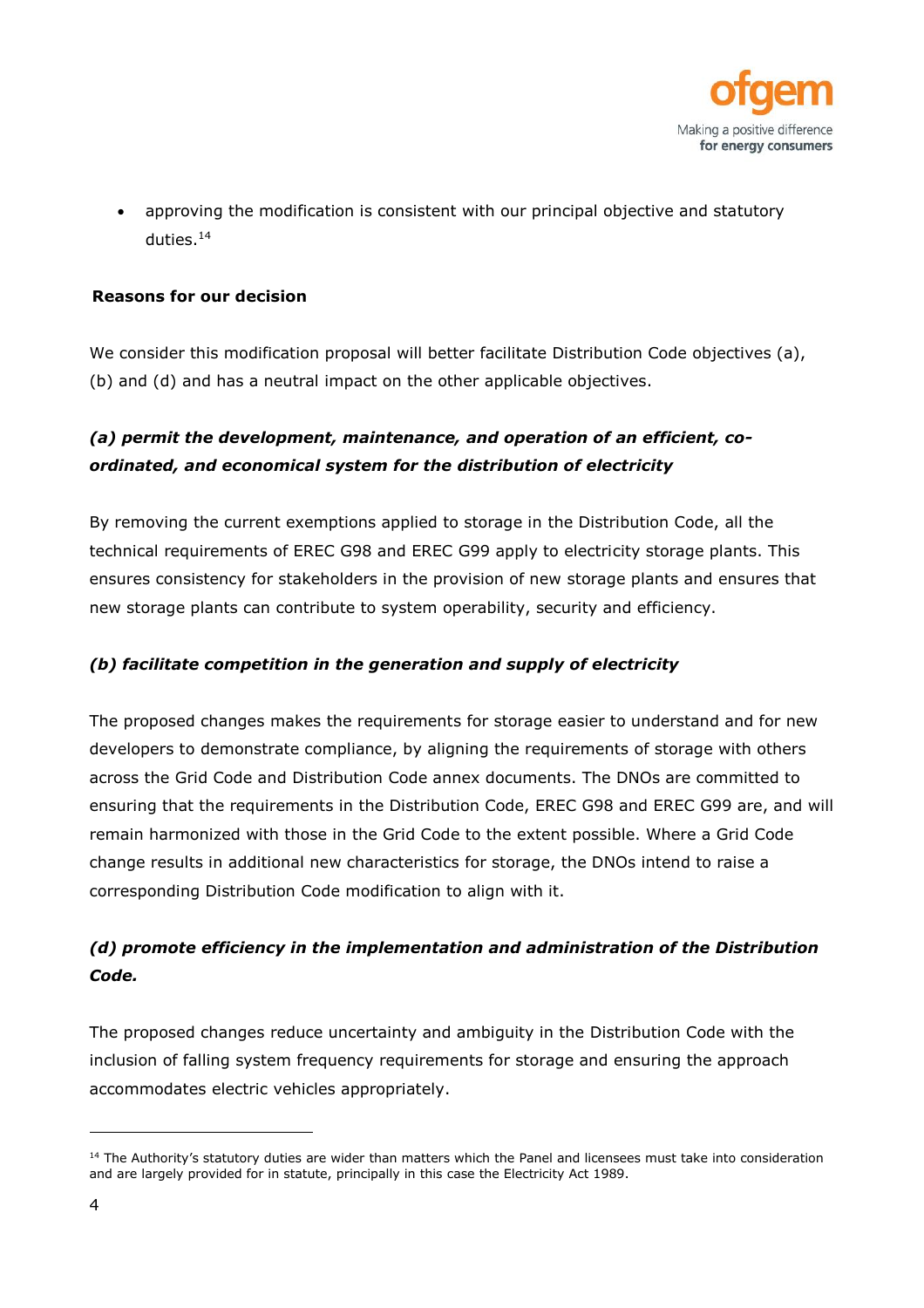- approving the modification is consistent with our principal objective and statutory duties.[14]

**Reasons for our decision**

We consider this modification proposal will better facilitate Distribution Code objectives (a), (b) and (d) and has a neutral impact on the other applicable objectives.

***(a) permit the development, maintenance, and operation of an efficient, co-ordinated, and economical system for the distribution of electricity***

By removing the current exemptions applied to storage in the Distribution Code, all the technical requirements of EREC G98 and EREC G99 apply to electricity storage plants. This ensures consistency for stakeholders in the provision of new storage plants and ensures that new storage plants can contribute to system operability, security and efficiency.

***(b) facilitate competition in the generation and supply of electricity***

The proposed changes makes the requirements for storage easier to understand and for new developers to demonstrate compliance, by aligning the requirements of storage with others across the Grid Code and Distribution Code annex documents. The DNOs are committed to ensuring that the requirements in the Distribution Code, EREC G98 and EREC G99 are, and will remain harmonized with those in the Grid Code to the extent possible. Where a Grid Code change results in additional new characteristics for storage, the DNOs intend to raise a corresponding Distribution Code modification to align with it.

***(d) promote efficiency in the implementation and administration of the Distribution Code.***

The proposed changes reduce uncertainty and ambiguity in the Distribution Code with the inclusion of falling system frequency requirements for storage and ensuring the approach accommodates electric vehicles appropriately.

---

[14] The Authority's statutory duties are wider than matters which the Panel and licensees must take into consideration and are largely provided for in statute, principally in this case the Electricity Act 1989.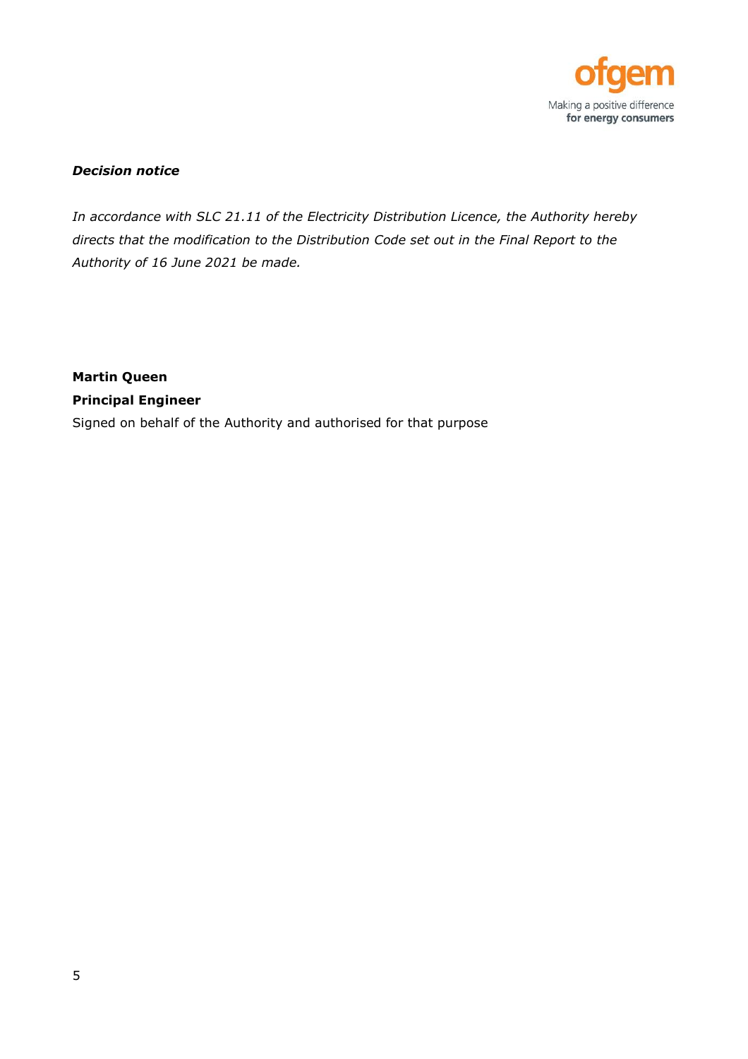***Decision notice***

*In accordance with SLC 21.11 of the Electricity Distribution Licence, the Authority hereby directs that the modification to the Distribution Code set out in the Final Report to the Authority of 16 June 2021 be made.*

**Martin Queen**

**Principal Engineer**

Signed on behalf of the Authority and authorised for that purpose